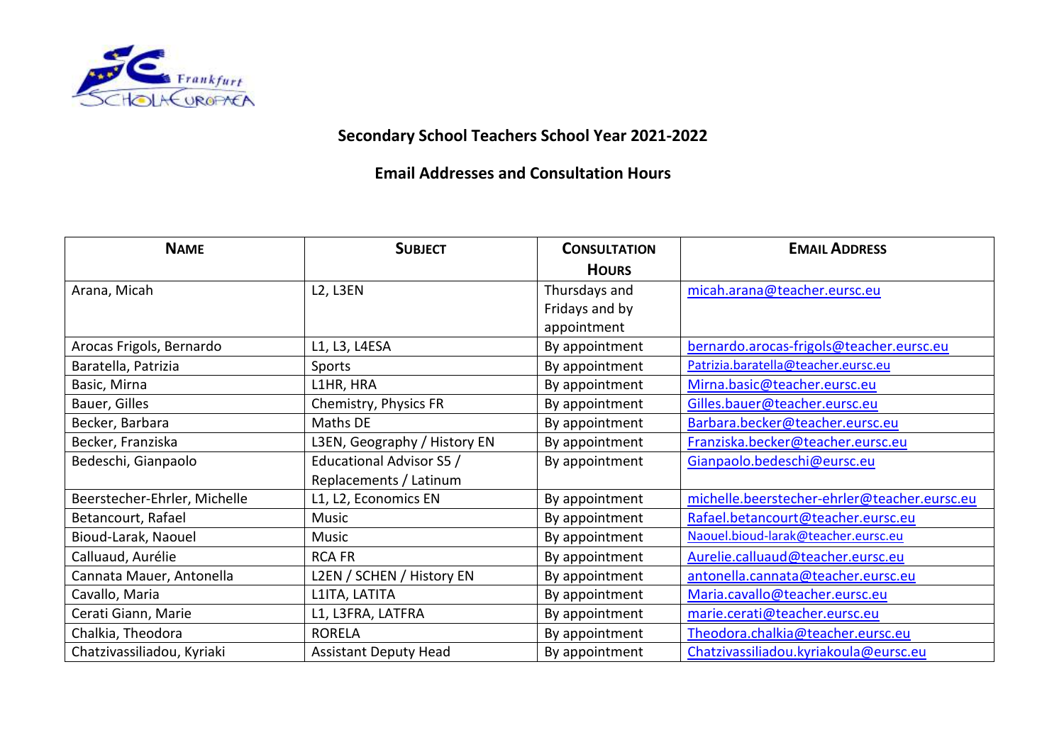## Secondary School Teachers School Year 2021-2022

## Email Addresses and Consultation Hours

| NAME | SUBJECT | CONSULTATION HOURS | EMAIL ADDRESS |
|---|---|---|---|
| Arana, Micah | L2, L3EN | Thursdays and Fridays and by appointment | micah.arana@teacher.eursc.eu |
| Arocas Frigols, Bernardo | L1, L3, L4ESA | By appointment | bernardo.arocas-frigols@teacher.eursc.eu |
| Baratella, Patrizia | Sports | By appointment | Patrizia.baratella@teacher.eursc.eu |
| Basic, Mirna | L1HR, HRA | By appointment | Mirna.basic@teacher.eursc.eu |
| Bauer, Gilles | Chemistry, Physics FR | By appointment | Gilles.bauer@teacher.eursc.eu |
| Becker, Barbara | Maths DE | By appointment | Barbara.becker@teacher.eursc.eu |
| Becker, Franziska | L3EN, Geography / History EN | By appointment | Franziska.becker@teacher.eursc.eu |
| Bedeschi, Gianpaolo | Educational Advisor S5 / Replacements / Latinum | By appointment | Gianpaolo.bedeschi@eursc.eu |
| Beerstecher-Ehrler, Michelle | L1, L2, Economics EN | By appointment | michelle.beerstecher-ehrler@teacher.eursc.eu |
| Betancourt, Rafael | Music | By appointment | Rafael.betancourt@teacher.eursc.eu |
| Bioud-Larak, Naouel | Music | By appointment | Naouel.bioud-larak@teacher.eursc.eu |
| Calluaud, Aurélie | RCA FR | By appointment | Aurelie.calluaud@teacher.eursc.eu |
| Cannata Mauer, Antonella | L2EN / SCHEN / History EN | By appointment | antonella.cannata@teacher.eursc.eu |
| Cavallo, Maria | L1ITA, LATITA | By appointment | Maria.cavallo@teacher.eursc.eu |
| Cerati Giann, Marie | L1, L3FRA, LATFRA | By appointment | marie.cerati@teacher.eursc.eu |
| Chalkia, Theodora | RORELA | By appointment | Theodora.chalkia@teacher.eursc.eu |
| Chatzivassiliadou, Kyriaki | Assistant Deputy Head | By appointment | Chatzivassiliadou.kyriakoula@eursc.eu |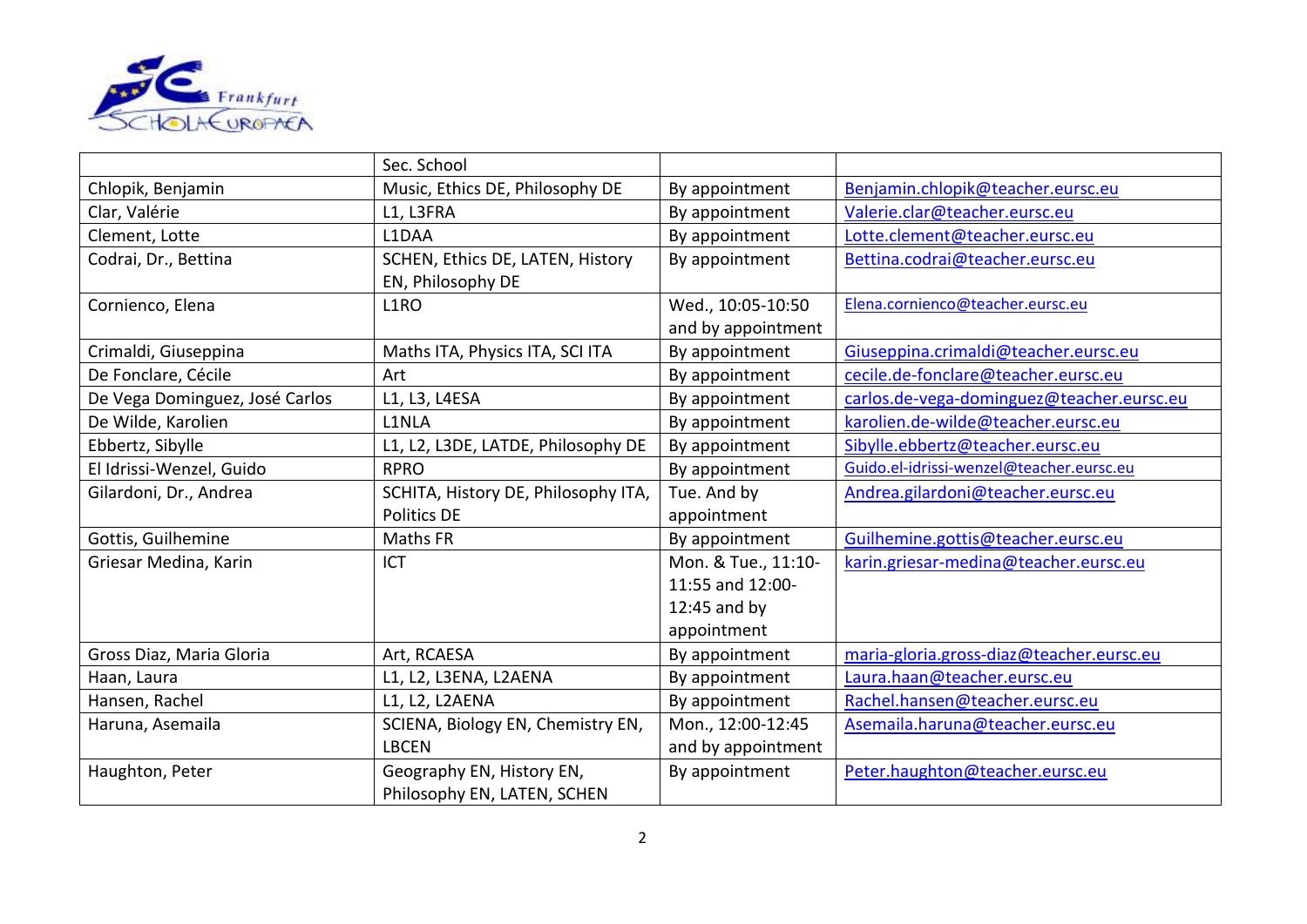| | Sec. School | | |
|---|---|---|---|
| Chlopik, Benjamin | Music, Ethics DE, Philosophy DE | By appointment | Benjamin.chlopik@teacher.eursc.eu |
| Clar, Valérie | L1, L3FRA | By appointment | Valerie.clar@teacher.eursc.eu |
| Clement, Lotte | L1DAA | By appointment | Lotte.clement@teacher.eursc.eu |
| Codrai, Dr., Bettina | SCHEN, Ethics DE, LATEN, History EN, Philosophy DE | By appointment | Bettina.codrai@teacher.eursc.eu |
| Cornienco, Elena | L1RO | Wed., 10:05-10:50 and by appointment | Elena.cornienco@teacher.eursc.eu |
| Crimaldi, Giuseppina | Maths ITA, Physics ITA, SCI ITA | By appointment | Giuseppina.crimaldi@teacher.eursc.eu |
| De Fonclare, Cécile | Art | By appointment | cecile.de-fonclare@teacher.eursc.eu |
| De Vega Dominguez, José Carlos | L1, L3, L4ESA | By appointment | carlos.de-vega-dominguez@teacher.eursc.eu |
| De Wilde, Karolien | L1NLA | By appointment | karolien.de-wilde@teacher.eursc.eu |
| Ebbertz, Sibylle | L1, L2, L3DE, LATDE, Philosophy DE | By appointment | Sibylle.ebbertz@teacher.eursc.eu |
| El Idrissi-Wenzel, Guido | RPRO | By appointment | Guido.el-idrissi-wenzel@teacher.eursc.eu |
| Gilardoni, Dr., Andrea | SCHITA, History DE, Philosophy ITA, Politics DE | Tue. And by appointment | Andrea.gilardoni@teacher.eursc.eu |
| Gottis, Guilhemine | Maths FR | By appointment | Guilhemine.gottis@teacher.eursc.eu |
| Griesar Medina, Karin | ICT | Mon. & Tue., 11:10-11:55 and 12:00-12:45 and by appointment | karin.griesar-medina@teacher.eursc.eu |
| Gross Diaz, Maria Gloria | Art, RCAESA | By appointment | maria-gloria.gross-diaz@teacher.eursc.eu |
| Haan, Laura | L1, L2, L3ENA, L2AENA | By appointment | Laura.haan@teacher.eursc.eu |
| Hansen, Rachel | L1, L2, L2AENA | By appointment | Rachel.hansen@teacher.eursc.eu |
| Haruna, Asemaila | SCIENA, Biology EN, Chemistry EN, LBCEN | Mon., 12:00-12:45 and by appointment | Asemaila.haruna@teacher.eursc.eu |
| Haughton, Peter | Geography EN, History EN, Philosophy EN, LATEN, SCHEN | By appointment | Peter.haughton@teacher.eursc.eu |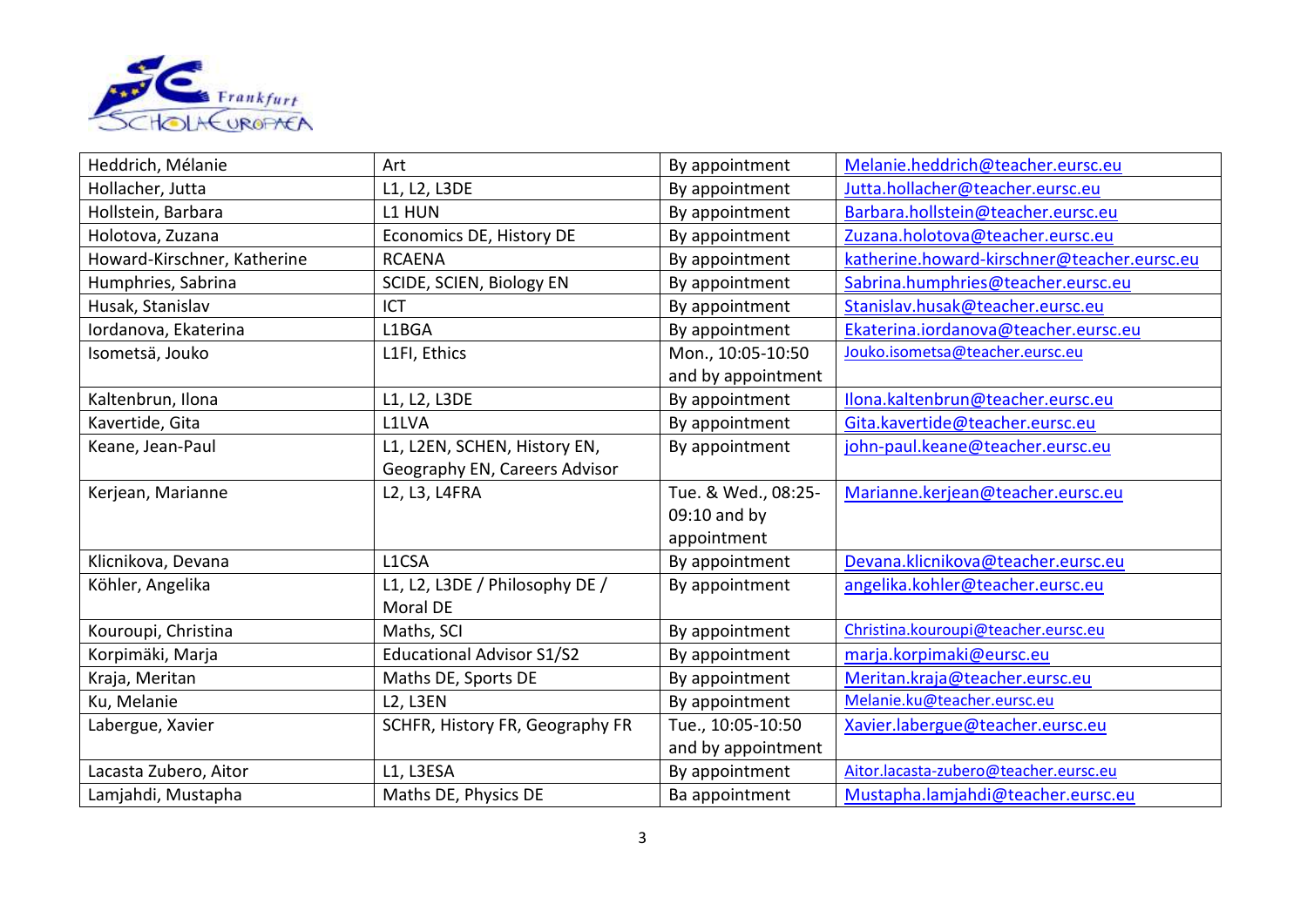| Heddrich, Mélanie | Art | By appointment | Melanie.heddrich@teacher.eursc.eu |
|---|---|---|---|
| Hollacher, Jutta | L1, L2, L3DE | By appointment | Jutta.hollacher@teacher.eursc.eu |
| Hollstein, Barbara | L1 HUN | By appointment | Barbara.hollstein@teacher.eursc.eu |
| Holotova, Zuzana | Economics DE, History DE | By appointment | Zuzana.holotova@teacher.eursc.eu |
| Howard-Kirschner, Katherine | RCAENA | By appointment | katherine.howard-kirschner@teacher.eursc.eu |
| Humphries, Sabrina | SCIDE, SCIEN, Biology EN | By appointment | Sabrina.humphries@teacher.eursc.eu |
| Husak, Stanislav | ICT | By appointment | Stanislav.husak@teacher.eursc.eu |
| Iordanova, Ekaterina | L1BGA | By appointment | Ekaterina.iordanova@teacher.eursc.eu |
| Isometsä, Jouko | L1FI, Ethics | Mon., 10:05-10:50 and by appointment | Jouko.isometsa@teacher.eursc.eu |
| Kaltenbrun, Ilona | L1, L2, L3DE | By appointment | Ilona.kaltenbrun@teacher.eursc.eu |
| Kavertide, Gita | L1LVA | By appointment | Gita.kavertide@teacher.eursc.eu |
| Keane, Jean-Paul | L1, L2EN, SCHEN, History EN, Geography EN, Careers Advisor | By appointment | john-paul.keane@teacher.eursc.eu |
| Kerjean, Marianne | L2, L3, L4FRA | Tue. & Wed., 08:25-09:10 and by appointment | Marianne.kerjean@teacher.eursc.eu |
| Klicnikova, Devana | L1CSA | By appointment | Devana.klicnikova@teacher.eursc.eu |
| Köhler, Angelika | L1, L2, L3DE / Philosophy DE / Moral DE | By appointment | angelika.kohler@teacher.eursc.eu |
| Kouroupi, Christina | Maths, SCI | By appointment | Christina.kouroupi@teacher.eursc.eu |
| Korpimäki, Marja | Educational Advisor S1/S2 | By appointment | marja.korpimaki@eursc.eu |
| Kraja, Meritan | Maths DE, Sports DE | By appointment | Meritan.kraja@teacher.eursc.eu |
| Ku, Melanie | L2, L3EN | By appointment | Melanie.ku@teacher.eursc.eu |
| Labergue, Xavier | SCHFR, History FR, Geography FR | Tue., 10:05-10:50 and by appointment | Xavier.labergue@teacher.eursc.eu |
| Lacasta Zubero, Aitor | L1, L3ESA | By appointment | Aitor.lacasta-zubero@teacher.eursc.eu |
| Lamjahdi, Mustapha | Maths DE, Physics DE | Ba appointment | Mustapha.lamjahdi@teacher.eursc.eu |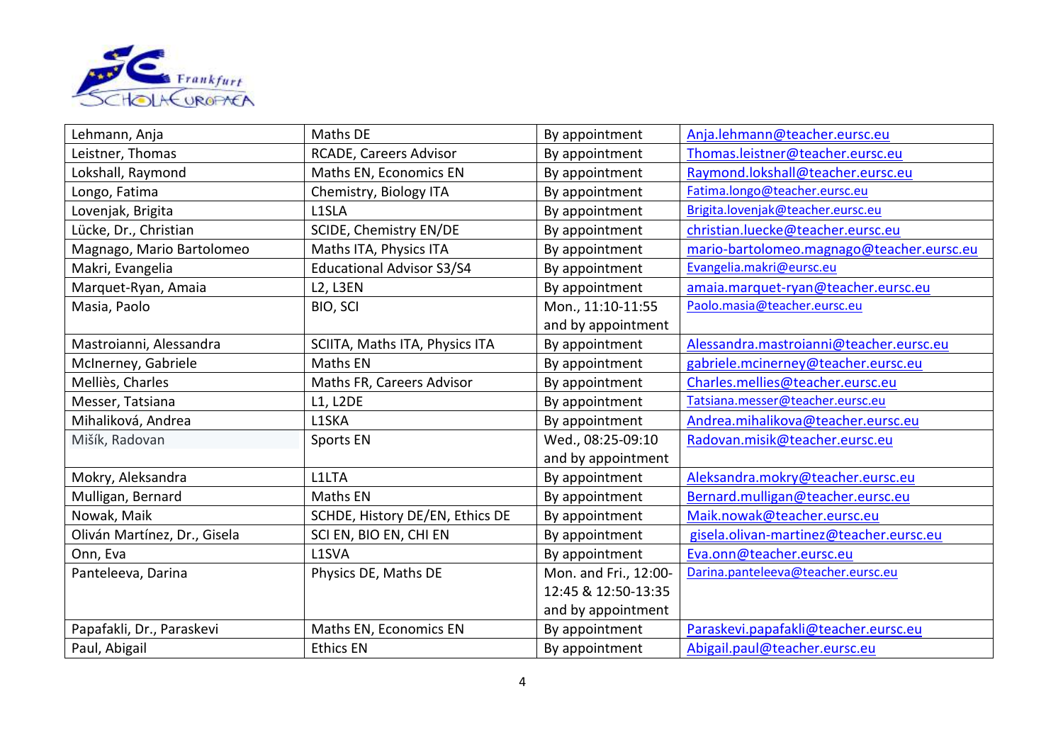| Lehmann, Anja | Maths DE | By appointment | Anja.lehmann@teacher.eursc.eu |
|---|---|---|---|
| Leistner, Thomas | RCADE, Careers Advisor | By appointment | Thomas.leistner@teacher.eursc.eu |
| Lokshall, Raymond | Maths EN, Economics EN | By appointment | Raymond.lokshall@teacher.eursc.eu |
| Longo, Fatima | Chemistry, Biology ITA | By appointment | Fatima.longo@teacher.eursc.eu |
| Lovenjak, Brigita | L1SLA | By appointment | Brigita.lovenjak@teacher.eursc.eu |
| Lücke, Dr., Christian | SCIDE, Chemistry EN/DE | By appointment | christian.luecke@teacher.eursc.eu |
| Magnago, Mario Bartolomeo | Maths ITA, Physics ITA | By appointment | mario-bartolomeo.magnago@teacher.eursc.eu |
| Makri, Evangelia | Educational Advisor S3/S4 | By appointment | Evangelia.makri@eursc.eu |
| Marquet-Ryan, Amaia | L2, L3EN | By appointment | amaia.marquet-ryan@teacher.eursc.eu |
| Masia, Paolo | BIO, SCI | Mon., 11:10-11:55 and by appointment | Paolo.masia@teacher.eursc.eu |
| Mastroianni, Alessandra | SCIITA, Maths ITA, Physics ITA | By appointment | Alessandra.mastroianni@teacher.eursc.eu |
| McInerney, Gabriele | Maths EN | By appointment | gabriele.mcinerney@teacher.eursc.eu |
| Melliès, Charles | Maths FR, Careers Advisor | By appointment | Charles.mellies@teacher.eursc.eu |
| Messer, Tatsiana | L1, L2DE | By appointment | Tatsiana.messer@teacher.eursc.eu |
| Mihaliková, Andrea | L1SKA | By appointment | Andrea.mihalikova@teacher.eursc.eu |
| Mišík, Radovan | Sports EN | Wed., 08:25-09:10 and by appointment | Radovan.misik@teacher.eursc.eu |
| Mokry, Aleksandra | L1LTA | By appointment | Aleksandra.mokry@teacher.eursc.eu |
| Mulligan, Bernard | Maths EN | By appointment | Bernard.mulligan@teacher.eursc.eu |
| Nowak, Maik | SCHDE, History DE/EN, Ethics DE | By appointment | Maik.nowak@teacher.eursc.eu |
| Oliván Martínez, Dr., Gisela | SCI EN, BIO EN, CHI EN | By appointment | gisela.olivan-martinez@teacher.eursc.eu |
| Onn, Eva | L1SVA | By appointment | Eva.onn@teacher.eursc.eu |
| Panteleeva, Darina | Physics DE, Maths DE | Mon. and Fri., 12:00-12:45 & 12:50-13:35 and by appointment | Darina.panteleeva@teacher.eursc.eu |
| Papafakli, Dr., Paraskevi | Maths EN, Economics EN | By appointment | Paraskevi.papafakli@teacher.eursc.eu |
| Paul, Abigail | Ethics EN | By appointment | Abigail.paul@teacher.eursc.eu |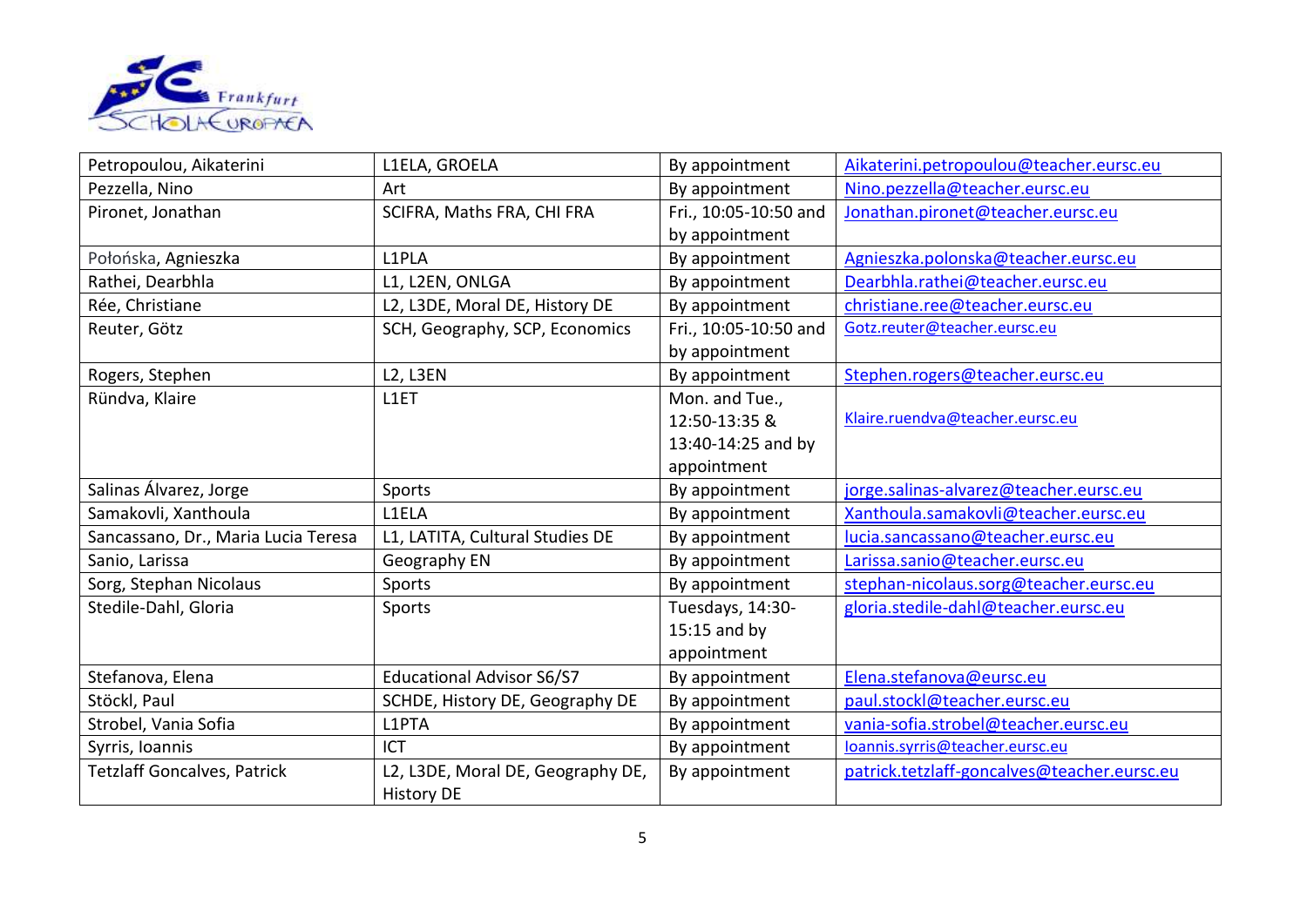| Petropoulou, Aikaterini | L1ELA, GROELA | By appointment | Aikaterini.petropoulou@teacher.eursc.eu |
|---|---|---|---|
| Pezzella, Nino | Art | By appointment | Nino.pezzella@teacher.eursc.eu |
| Pironet, Jonathan | SCIFRA, Maths FRA, CHI FRA | Fri., 10:05-10:50 and by appointment | Jonathan.pironet@teacher.eursc.eu |
| Połońska, Agnieszka | L1PLA | By appointment | Agnieszka.polonska@teacher.eursc.eu |
| Rathei, Dearbhla | L1, L2EN, ONLGA | By appointment | Dearbhla.rathei@teacher.eursc.eu |
| Rée, Christiane | L2, L3DE, Moral DE, History DE | By appointment | christiane.ree@teacher.eursc.eu |
| Reuter, Götz | SCH, Geography, SCP, Economics | Fri., 10:05-10:50 and by appointment | Gotz.reuter@teacher.eursc.eu |
| Rogers, Stephen | L2, L3EN | By appointment | Stephen.rogers@teacher.eursc.eu |
| Ründva, Klaire | L1ET | Mon. and Tue., 12:50-13:35 & 13:40-14:25 and by appointment | Klaire.ruendva@teacher.eursc.eu |
| Salinas Álvarez, Jorge | Sports | By appointment | jorge.salinas-alvarez@teacher.eursc.eu |
| Samakovli, Xanthoula | L1ELA | By appointment | Xanthoula.samakovli@teacher.eursc.eu |
| Sancassano, Dr., Maria Lucia Teresa | L1, LATITA, Cultural Studies DE | By appointment | lucia.sancassano@teacher.eursc.eu |
| Sanio, Larissa | Geography EN | By appointment | Larissa.sanio@teacher.eursc.eu |
| Sorg, Stephan Nicolaus | Sports | By appointment | stephan-nicolaus.sorg@teacher.eursc.eu |
| Stedile-Dahl, Gloria | Sports | Tuesdays, 14:30-15:15 and by appointment | gloria.stedile-dahl@teacher.eursc.eu |
| Stefanova, Elena | Educational Advisor S6/S7 | By appointment | Elena.stefanova@eursc.eu |
| Stöckl, Paul | SCHDE, History DE, Geography DE | By appointment | paul.stockl@teacher.eursc.eu |
| Strobel, Vania Sofia | L1PTA | By appointment | vania-sofia.strobel@teacher.eursc.eu |
| Syrris, Ioannis | ICT | By appointment | Ioannis.syrris@teacher.eursc.eu |
| Tetzlaff Goncalves, Patrick | L2, L3DE, Moral DE, Geography DE, History DE | By appointment | patrick.tetzlaff-goncalves@teacher.eursc.eu |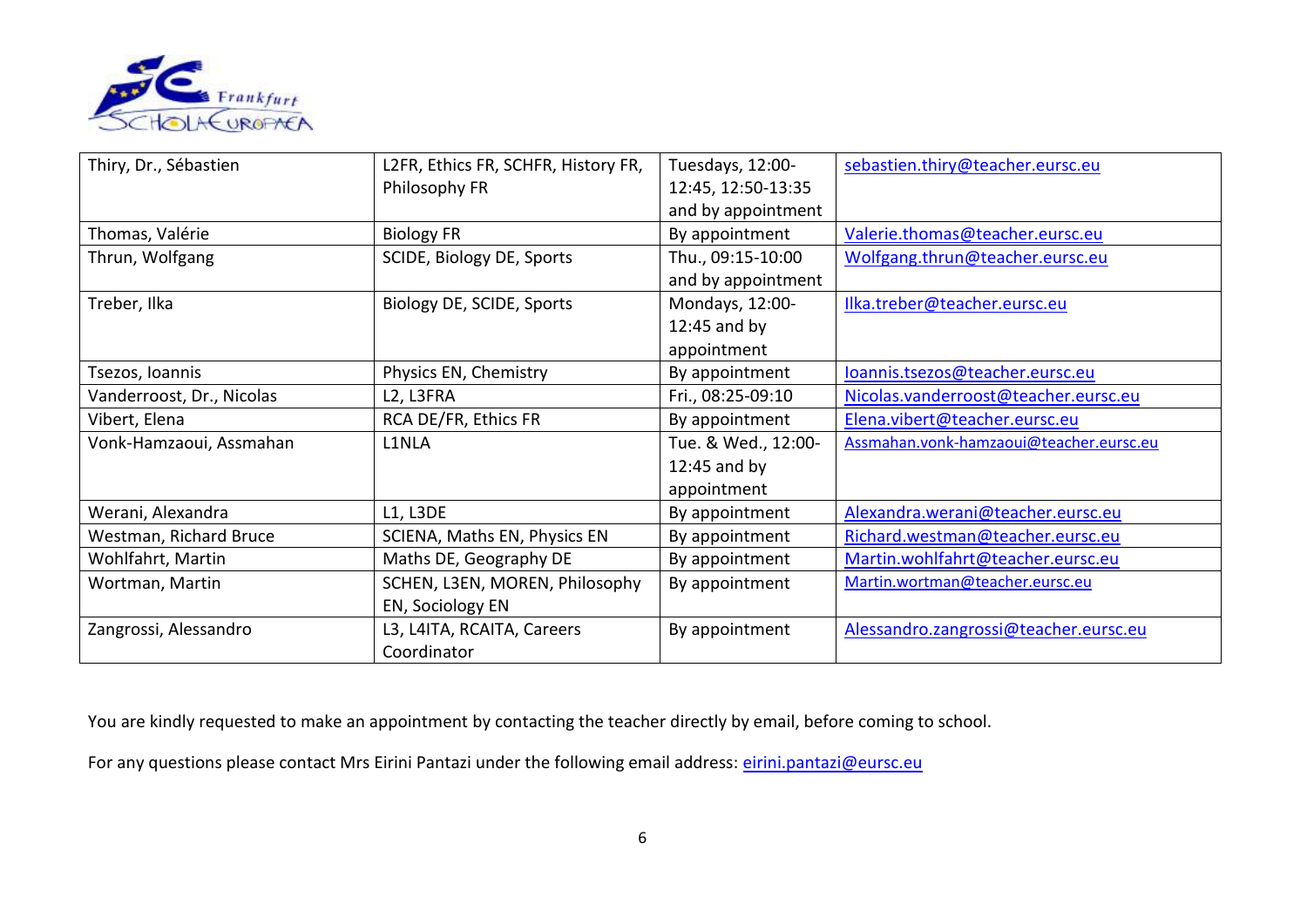| | | | |
|---|---|---|---|
| Thiry, Dr., Sébastien | L2FR, Ethics FR, SCHFR, History FR, Philosophy FR | Tuesdays, 12:00-12:45, 12:50-13:35 and by appointment | sebastien.thiry@teacher.eursc.eu |
| Thomas, Valérie | Biology FR | By appointment | Valerie.thomas@teacher.eursc.eu |
| Thrun, Wolfgang | SCIDE, Biology DE, Sports | Thu., 09:15-10:00 and by appointment | Wolfgang.thrun@teacher.eursc.eu |
| Treber, Ilka | Biology DE, SCIDE, Sports | Mondays, 12:00-12:45 and by appointment | Ilka.treber@teacher.eursc.eu |
| Tsezos, Ioannis | Physics EN, Chemistry | By appointment | Ioannis.tsezos@teacher.eursc.eu |
| Vanderroost, Dr., Nicolas | L2, L3FRA | Fri., 08:25-09:10 | Nicolas.vanderroost@teacher.eursc.eu |
| Vibert, Elena | RCA DE/FR, Ethics FR | By appointment | Elena.vibert@teacher.eursc.eu |
| Vonk-Hamzaoui, Assmahan | L1NLA | Tue. & Wed., 12:00-12:45 and by appointment | Assmahan.vonk-hamzaoui@teacher.eursc.eu |
| Werani, Alexandra | L1, L3DE | By appointment | Alexandra.werani@teacher.eursc.eu |
| Westman, Richard Bruce | SCIENA, Maths EN, Physics EN | By appointment | Richard.westman@teacher.eursc.eu |
| Wohlfahrt, Martin | Maths DE, Geography DE | By appointment | Martin.wohlfahrt@teacher.eursc.eu |
| Wortman, Martin | SCHEN, L3EN, MOREN, Philosophy EN, Sociology EN | By appointment | Martin.wortman@teacher.eursc.eu |
| Zangrossi, Alessandro | L3, L4ITA, RCAITA, Careers Coordinator | By appointment | Alessandro.zangrossi@teacher.eursc.eu |

You are kindly requested to make an appointment by contacting the teacher directly by email, before coming to school.

For any questions please contact Mrs Eirini Pantazi under the following email address: eirini.pantazi@eursc.eu